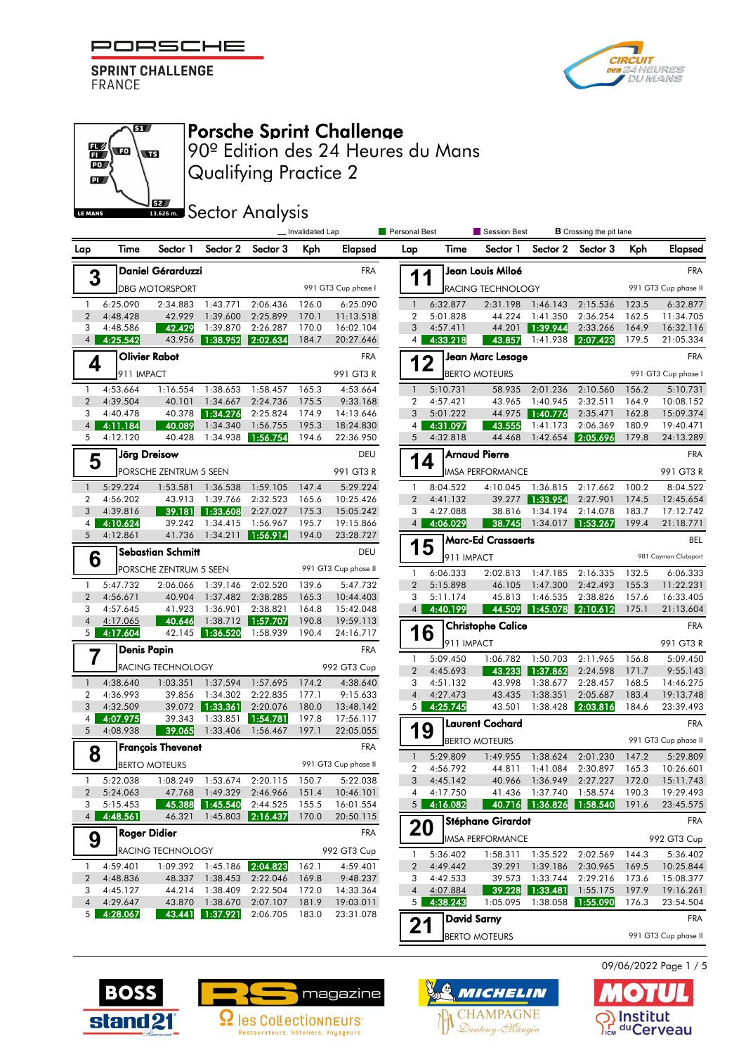# Porsche Sprint Challenge

## 90º Edition des 24 Heures du Mans

## Qualifying Practice 2

## Sector Analysis

Legend: _ Invalidated Lap | Personal Best | Session Best | B Crossing the pit lane

### 3 — Daniel Gérarduzzi (FRA) — DBG MOTORSPORT — 991 GT3 Cup phase I

| Lap | Time | Sector 1 | Sector 2 | Sector 3 | Kph | Elapsed |
|---|---|---|---|---|---|---|
| 1 | 6:25.090 | 2:34.883 | 1:43.771 | 2:06.436 | 126.0 | 6:25.090 |
| 2 | 4:48.428 | 42.929 | 1:39.600 | 2:25.899 | 170.1 | 11:13.518 |
| 3 | 4:48.586 | 42.429 | 1:39.870 | 2:26.287 | 170.0 | 16:02.104 |
| 4 | 4:25.542 | 43.956 | 1:38.952 | 2:02.634 | 184.7 | 20:27.646 |

### 4 — Olivier Rabot (FRA) — 911 IMPACT — 991 GT3 R

| Lap | Time | Sector 1 | Sector 2 | Sector 3 | Kph | Elapsed |
|---|---|---|---|---|---|---|
| 1 | 4:53.664 | 1:16.554 | 1:38.653 | 1:58.457 | 165.3 | 4:53.664 |
| 2 | 4:39.504 | 40.101 | 1:34.667 | 2:24.736 | 175.5 | 9:33.168 |
| 3 | 4:40.478 | 40.378 | 1:34.276 | 2:25.824 | 174.9 | 14:13.646 |
| 4 | 4:11.184 | 40.089 | 1:34.340 | 1:56.755 | 195.3 | 18:24.830 |
| 5 | 4:12.120 | 40.428 | 1:34.938 | 1:56.754 | 194.6 | 22:36.950 |

### 5 — Jörg Dreisow (DEU) — PORSCHE ZENTRUM 5 SEEN — 991 GT3 R

| Lap | Time | Sector 1 | Sector 2 | Sector 3 | Kph | Elapsed |
|---|---|---|---|---|---|---|
| 1 | 5:29.224 | 1:53.581 | 1:36.538 | 1:59.105 | 147.4 | 5:29.224 |
| 2 | 4:56.202 | 43.913 | 1:39.766 | 2:32.523 | 165.6 | 10:25.426 |
| 3 | 4:39.816 | 39.181 | 1:33.608 | 2:27.027 | 175.3 | 15:05.242 |
| 4 | 4:10.624 | 39.242 | 1:34.415 | 1:56.967 | 195.7 | 19:15.866 |
| 5 | 4:12.861 | 41.736 | 1:34.211 | 1:56.914 | 194.0 | 23:28.727 |

### 6 — Sebastian Schmitt (DEU) — PORSCHE ZENTRUM 5 SEEN — 991 GT3 Cup phase II

| Lap | Time | Sector 1 | Sector 2 | Sector 3 | Kph | Elapsed |
|---|---|---|---|---|---|---|
| 1 | 5:47.732 | 2:06.066 | 1:39.146 | 2:02.520 | 139.6 | 5:47.732 |
| 2 | 4:56.671 | 40.904 | 1:37.482 | 2:38.285 | 165.3 | 10:44.403 |
| 3 | 4:57.645 | 41.923 | 1:36.901 | 2:38.821 | 164.8 | 15:42.048 |
| 4 | 4:17.065 | 40.646 | 1:38.712 | 1:57.707 | 190.8 | 19:59.113 |
| 5 | 4:17.604 | 42.145 | 1:36.520 | 1:58.939 | 190.4 | 24:16.717 |

### 7 — Denis Papin (FRA) — RACING TECHNOLOGY — 992 GT3 Cup

| Lap | Time | Sector 1 | Sector 2 | Sector 3 | Kph | Elapsed |
|---|---|---|---|---|---|---|
| 1 | 4:38.640 | 1:03.351 | 1:37.594 | 1:57.695 | 174.2 | 4:38.640 |
| 2 | 4:36.993 | 39.856 | 1:34.302 | 2:22.835 | 177.1 | 9:15.633 |
| 3 | 4:32.509 | 39.072 | 1:33.361 | 2:20.076 | 180.0 | 13:48.142 |
| 4 | 4:07.975 | 39.343 | 1:33.851 | 1:54.781 | 197.8 | 17:56.117 |
| 5 | 4:08.938 | 39.065 | 1:33.406 | 1:56.467 | 197.1 | 22:05.055 |

### 8 — François Thevenet (FRA) — BERTO MOTEURS — 991 GT3 Cup phase II

| Lap | Time | Sector 1 | Sector 2 | Sector 3 | Kph | Elapsed |
|---|---|---|---|---|---|---|
| 1 | 5:22.038 | 1:08.249 | 1:53.674 | 2:20.115 | 150.7 | 5:22.038 |
| 2 | 5:24.063 | 47.768 | 1:49.329 | 2:46.966 | 151.4 | 10:46.101 |
| 3 | 5:15.453 | 45.388 | 1:45.540 | 2:44.525 | 155.5 | 16:01.554 |
| 4 | 4:48.561 | 46.321 | 1:45.803 | 2:16.437 | 170.0 | 20:50.115 |

### 9 — Roger Didier (FRA) — RACING TECHNOLOGY — 992 GT3 Cup

| Lap | Time | Sector 1 | Sector 2 | Sector 3 | Kph | Elapsed |
|---|---|---|---|---|---|---|
| 1 | 4:59.401 | 1:09.392 | 1:45.186 | 2:04.823 | 162.1 | 4:59.401 |
| 2 | 4:48.836 | 48.337 | 1:38.453 | 2:22.046 | 169.8 | 9:48.237 |
| 3 | 4:45.127 | 44.214 | 1:38.409 | 2:22.504 | 172.0 | 14:33.364 |
| 4 | 4:29.647 | 43.870 | 1:38.670 | 2:07.107 | 181.9 | 19:03.011 |
| 5 | 4:28.067 | 43.441 | 1:37.921 | 2:06.705 | 183.0 | 23:31.078 |

### 11 — Jean Louis Miloé (FRA) — RACING TECHNOLOGY — 991 GT3 Cup phase II

| Lap | Time | Sector 1 | Sector 2 | Sector 3 | Kph | Elapsed |
|---|---|---|---|---|---|---|
| 1 | 6:32.877 | 2:31.198 | 1:46.143 | 2:15.536 | 123.5 | 6:32.877 |
| 2 | 5:01.828 | 44.224 | 1:41.350 | 2:36.254 | 162.5 | 11:34.705 |
| 3 | 4:57.411 | 44.201 | 1:39.944 | 2:33.266 | 164.9 | 16:32.116 |
| 4 | 4:33.218 | 43.857 | 1:41.938 | 2:07.423 | 179.5 | 21:05.334 |

### 12 — Jean Marc Lesage (FRA) — BERTO MOTEURS — 991 GT3 Cup phase I

| Lap | Time | Sector 1 | Sector 2 | Sector 3 | Kph | Elapsed |
|---|---|---|---|---|---|---|
| 1 | 5:10.731 | 58.935 | 2:01.236 | 2:10.560 | 156.2 | 5:10.731 |
| 2 | 4:57.421 | 43.965 | 1:40.945 | 2:32.511 | 164.9 | 10:08.152 |
| 3 | 5:01.222 | 44.975 | 1:40.776 | 2:35.471 | 162.8 | 15:09.374 |
| 4 | 4:31.097 | 43.555 | 1:41.173 | 2:06.369 | 180.9 | 19:40.471 |
| 5 | 4:32.818 | 44.468 | 1:42.654 | 2:05.696 | 179.8 | 24:13.289 |

### 14 — Arnaud Pierre (FRA) — IMSA PERFORMANCE — 991 GT3 R

| Lap | Time | Sector 1 | Sector 2 | Sector 3 | Kph | Elapsed |
|---|---|---|---|---|---|---|
| 1 | 8:04.522 | 4:10.045 | 1:36.815 | 2:17.662 | 100.2 | 8:04.522 |
| 2 | 4:41.132 | 39.277 | 1:33.954 | 2:27.901 | 174.5 | 12:45.654 |
| 3 | 4:27.088 | 38.816 | 1:34.194 | 2:14.078 | 183.7 | 17:12.742 |
| 4 | 4:06.029 | 38.745 | 1:34.017 | 1:53.267 | 199.4 | 21:18.771 |

### 15 — Marc-Ed Crassaerts (BEL) — 911 IMPACT — 981 Cayman Clubsport

| Lap | Time | Sector 1 | Sector 2 | Sector 3 | Kph | Elapsed |
|---|---|---|---|---|---|---|
| 1 | 6:06.333 | 2:02.813 | 1:47.185 | 2:16.335 | 132.5 | 6:06.333 |
| 2 | 5:15.898 | 46.105 | 1:47.300 | 2:42.493 | 155.3 | 11:22.231 |
| 3 | 5:11.174 | 45.813 | 1:46.535 | 2:38.826 | 157.6 | 16:33.405 |
| 4 | 4:40.199 | 44.509 | 1:45.078 | 2:10.612 | 175.1 | 21:13.604 |

### 16 — Christophe Calice (FRA) — 911 IMPACT — 991 GT3 R

| Lap | Time | Sector 1 | Sector 2 | Sector 3 | Kph | Elapsed |
|---|---|---|---|---|---|---|
| 1 | 5:09.450 | 1:06.782 | 1:50.703 | 2:11.965 | 156.8 | 5:09.450 |
| 2 | 4:45.693 | 43.233 | 1:37.862 | 2:24.598 | 171.7 | 9:55.143 |
| 3 | 4:51.132 | 43.998 | 1:38.677 | 2:28.457 | 168.5 | 14:46.275 |
| 4 | 4:27.473 | 43.435 | 1:38.351 | 2:05.687 | 183.4 | 19:13.748 |
| 5 | 4:25.745 | 43.501 | 1:38.428 | 2:03.816 | 184.6 | 23:39.493 |

### 19 — Laurent Cochard (FRA) — BERTO MOTEURS — 991 GT3 Cup phase II

| Lap | Time | Sector 1 | Sector 2 | Sector 3 | Kph | Elapsed |
|---|---|---|---|---|---|---|
| 1 | 5:29.809 | 1:49.955 | 1:38.624 | 2:01.230 | 147.2 | 5:29.809 |
| 2 | 4:56.792 | 44.811 | 1:41.084 | 2:30.897 | 165.3 | 10:26.601 |
| 3 | 4:45.142 | 40.966 | 1:36.949 | 2:27.227 | 172.0 | 15:11.743 |
| 4 | 4:17.750 | 41.436 | 1:37.740 | 1:58.574 | 190.3 | 19:29.493 |
| 5 | 4:16.082 | 40.716 | 1:36.826 | 1:58.540 | 191.6 | 23:45.575 |

### 20 — Stéphane Girardot (FRA) — IMSA PERFORMANCE — 992 GT3 Cup

| Lap | Time | Sector 1 | Sector 2 | Sector 3 | Kph | Elapsed |
|---|---|---|---|---|---|---|
| 1 | 5:36.402 | 1:58.311 | 1:35.522 | 2:02.569 | 144.3 | 5:36.402 |
| 2 | 4:49.442 | 39.291 | 1:39.186 | 2:30.965 | 169.5 | 10:25.844 |
| 3 | 4:42.533 | 39.573 | 1:33.744 | 2:29.216 | 173.6 | 15:08.377 |
| 4 | 4:07.884 | 39.228 | 1:33.481 | 1:55.175 | 197.9 | 19:16.261 |
| 5 | 4:38.243 | 1:05.095 | 1:38.058 | 1:55.090 | 176.3 | 23:54.504 |

### 21 — David Sarny (FRA) — BERTO MOTEURS — 991 GT3 Cup phase II

09/06/2022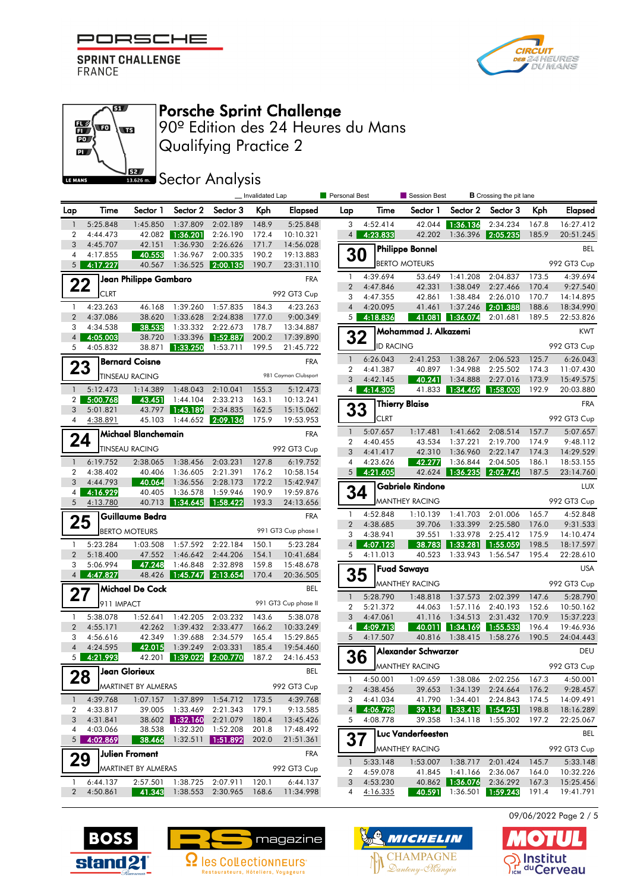# Porsche Sprint Challenge

## 90º Edition des 24 Heures du Mans

## Qualifying Practice 2

## Sector Analysis

_ Invalidated Lap | Personal Best | Session Best | B Crossing the pit lane

**(continued)**

| Lap | Time | Sector 1 | Sector 2 | Sector 3 | Kph | Elapsed |
|---|---|---|---|---|---|---|
| 1 | 5:25.848 | 1:45.850 | 1:37.809 | 2:02.189 | 148.9 | 5:25.848 |
| 2 | 4:44.473 | 42.082 | 1:36.201 | 2:26.190 | 172.4 | 10:10.321 |
| 3 | 4:45.707 | 42.151 | 1:36.930 | 2:26.626 | 171.7 | 14:56.028 |
| 4 | 4:17.855 | 40.553 | 1:36.967 | 2:00.335 | 190.2 | 19:13.883 |
| 5 | 4:17.227 | 40.567 | 1:36.525 | 2:00.135 | 190.7 | 23:31.110 |

### 22 Jean Philippe Gambaro — FRA
CLRT — 992 GT3 Cup

| Lap | Time | Sector 1 | Sector 2 | Sector 3 | Kph | Elapsed |
|---|---|---|---|---|---|---|
| 1 | 4:23.263 | 46.168 | 1:39.260 | 1:57.835 | 184.3 | 4:23.263 |
| 2 | 4:37.086 | 38.620 | 1:33.628 | 2:24.838 | 177.0 | 9:00.349 |
| 3 | 4:34.538 | 38.533 | 1:33.332 | 2:22.673 | 178.7 | 13:34.887 |
| 4 | 4:05.003 | 38.720 | 1:33.396 | 1:52.887 | 200.2 | 17:39.890 |
| 5 | 4:05.832 | 38.871 | 1:33.250 | 1:53.711 | 199.5 | 21:45.722 |

### 23 Bernard Coisne — FRA
TINSEAU RACING — 981 Cayman Clubsport

| Lap | Time | Sector 1 | Sector 2 | Sector 3 | Kph | Elapsed |
|---|---|---|---|---|---|---|
| 1 | 5:12.473 | 1:14.389 | 1:48.043 | 2:10.041 | 155.3 | 5:12.473 |
| 2 | 5:00.768 | 43.451 | 1:44.104 | 2:33.213 | 163.1 | 10:13.241 |
| 3 | 5:01.821 | 43.797 | 1:43.189 | 2:34.835 | 162.5 | 15:15.062 |
| 4 | 4:38.891 | 45.103 | 1:44.652 | 2:09.136 | 175.9 | 19:53.953 |

### 24 Michael Blanchemain — FRA
TINSEAU RACING — 992 GT3 Cup

| Lap | Time | Sector 1 | Sector 2 | Sector 3 | Kph | Elapsed |
|---|---|---|---|---|---|---|
| 1 | 6:19.752 | 2:38.065 | 1:38.456 | 2:03.231 | 127.8 | 6:19.752 |
| 2 | 4:38.402 | 40.406 | 1:36.605 | 2:21.391 | 176.2 | 10:58.154 |
| 3 | 4:44.793 | 40.064 | 1:36.556 | 2:28.173 | 172.2 | 15:42.947 |
| 4 | 4:16.929 | 40.405 | 1:36.578 | 1:59.946 | 190.9 | 19:59.876 |
| 5 | 4:13.780 | 40.713 | 1:34.645 | 1:58.422 | 193.3 | 24:13.656 |

### 25 Guillaume Bedra — FRA
BERTO MOTEURS — 991 GT3 Cup phase I

| Lap | Time | Sector 1 | Sector 2 | Sector 3 | Kph | Elapsed |
|---|---|---|---|---|---|---|
| 1 | 5:23.284 | 1:03.508 | 1:57.592 | 2:22.184 | 150.1 | 5:23.284 |
| 2 | 5:18.400 | 47.552 | 1:46.642 | 2:44.206 | 154.1 | 10:41.684 |
| 3 | 5:06.994 | 47.248 | 1:46.848 | 2:32.898 | 159.8 | 15:48.678 |
| 4 | 4:47.827 | 48.426 | 1:45.747 | 2:13.654 | 170.4 | 20:36.505 |

### 27 Michael De Cock — BEL
911 IMPACT — 991 GT3 Cup phase II

| Lap | Time | Sector 1 | Sector 2 | Sector 3 | Kph | Elapsed |
|---|---|---|---|---|---|---|
| 1 | 5:38.078 | 1:52.641 | 1:42.205 | 2:03.232 | 143.6 | 5:38.078 |
| 2 | 4:55.171 | 42.262 | 1:39.432 | 2:33.477 | 166.2 | 10:33.249 |
| 3 | 4:56.616 | 42.349 | 1:39.688 | 2:34.579 | 165.4 | 15:29.865 |
| 4 | 4:24.595 | 42.015 | 1:39.249 | 2:03.331 | 185.4 | 19:54.460 |
| 5 | 4:21.993 | 42.201 | 1:39.022 | 2:00.770 | 187.2 | 24:16.453 |

### 28 Jean Glorieux — BEL
MARTINET BY ALMERAS — 992 GT3 Cup

| Lap | Time | Sector 1 | Sector 2 | Sector 3 | Kph | Elapsed |
|---|---|---|---|---|---|---|
| 1 | 4:39.768 | 1:07.157 | 1:37.899 | 1:54.712 | 173.5 | 4:39.768 |
| 2 | 4:33.817 | 39.005 | 1:33.469 | 2:21.343 | 179.1 | 9:13.585 |
| 3 | 4:31.841 | 38.602 | 1:32.160 | 2:21.079 | 180.4 | 13:45.426 |
| 4 | 4:03.066 | 38.538 | 1:32.320 | 1:52.208 | 201.8 | 17:48.492 |
| 5 | 4:02.869 | 38.466 | 1:32.511 | 1:51.892 | 202.0 | 21:51.361 |

### 29 Julien Froment — FRA
MARTINET BY ALMERAS — 992 GT3 Cup

| Lap | Time | Sector 1 | Sector 2 | Sector 3 | Kph | Elapsed |
|---|---|---|---|---|---|---|
| 1 | 6:44.137 | 2:57.501 | 1:38.725 | 2:07.911 | 120.1 | 6:44.137 |
| 2 | 4:50.861 | 41.343 | 1:38.553 | 2:30.965 | 168.6 | 11:34.998 |
| 3 | 4:52.414 | 42.044 | 1:36.136 | 2:34.234 | 167.8 | 16:27.412 |
| 4 | 4:23.833 | 42.202 | 1:36.396 | 2:05.235 | 185.9 | 20:51.245 |

### 30 Philippe Bonnel — BEL
BERTO MOTEURS — 992 GT3 Cup

| Lap | Time | Sector 1 | Sector 2 | Sector 3 | Kph | Elapsed |
|---|---|---|---|---|---|---|
| 1 | 4:39.694 | 53.649 | 1:41.208 | 2:04.837 | 173.5 | 4:39.694 |
| 2 | 4:47.846 | 42.331 | 1:38.049 | 2:27.466 | 170.4 | 9:27.540 |
| 3 | 4:47.355 | 42.861 | 1:38.484 | 2:26.010 | 170.7 | 14:14.895 |
| 4 | 4:20.095 | 41.461 | 1:37.246 | 2:01.388 | 188.6 | 18:34.990 |
| 5 | 4:18.836 | 41.081 | 1:36.074 | 2:01.681 | 189.5 | 22:53.826 |

### 32 Mohammad J. Alkazemi — KWT
ID RACING — 992 GT3 Cup

| Lap | Time | Sector 1 | Sector 2 | Sector 3 | Kph | Elapsed |
|---|---|---|---|---|---|---|
| 1 | 6:26.043 | 2:41.253 | 1:38.267 | 2:06.523 | 125.7 | 6:26.043 |
| 2 | 4:41.387 | 40.897 | 1:34.988 | 2:25.502 | 174.3 | 11:07.430 |
| 3 | 4:42.145 | 40.241 | 1:34.888 | 2:27.016 | 173.9 | 15:49.575 |
| 4 | 4:14.305 | 41.833 | 1:34.469 | 1:58.003 | 192.9 | 20:03.880 |

### 33 Thierry Blaise — FRA
CLRT — 992 GT3 Cup

| Lap | Time | Sector 1 | Sector 2 | Sector 3 | Kph | Elapsed |
|---|---|---|---|---|---|---|
| 1 | 5:07.657 | 1:17.481 | 1:41.662 | 2:08.514 | 157.7 | 5:07.657 |
| 2 | 4:40.455 | 43.534 | 1:37.221 | 2:19.700 | 174.9 | 9:48.112 |
| 3 | 4:41.417 | 42.310 | 1:36.960 | 2:22.147 | 174.3 | 14:29.529 |
| 4 | 4:23.626 | 42.277 | 1:36.844 | 2:04.505 | 186.1 | 18:53.155 |
| 5 | 4:21.605 | 42.624 | 1:36.235 | 2:02.746 | 187.5 | 23:14.760 |

### 34 Gabriele Rindone — LUX
MANTHEY RACING — 992 GT3 Cup

| Lap | Time | Sector 1 | Sector 2 | Sector 3 | Kph | Elapsed |
|---|---|---|---|---|---|---|
| 1 | 4:52.848 | 1:10.139 | 1:41.703 | 2:01.006 | 165.7 | 4:52.848 |
| 2 | 4:38.685 | 39.706 | 1:33.399 | 2:25.580 | 176.0 | 9:31.533 |
| 3 | 4:38.941 | 39.551 | 1:33.978 | 2:25.412 | 175.9 | 14:10.474 |
| 4 | 4:07.123 | 38.783 | 1:33.281 | 1:55.059 | 198.5 | 18:17.597 |
| 5 | 4:11.013 | 40.523 | 1:33.943 | 1:56.547 | 195.4 | 22:28.610 |

### 35 Fuad Sawaya — USA
MANTHEY RACING — 992 GT3 Cup

| Lap | Time | Sector 1 | Sector 2 | Sector 3 | Kph | Elapsed |
|---|---|---|---|---|---|---|
| 1 | 5:28.790 | 1:48.818 | 1:37.573 | 2:02.399 | 147.6 | 5:28.790 |
| 2 | 5:21.372 | 44.063 | 1:57.116 | 2:40.193 | 152.6 | 10:50.162 |
| 3 | 4:47.061 | 41.116 | 1:34.513 | 2:31.432 | 170.9 | 15:37.223 |
| 4 | 4:09.713 | 40.011 | 1:34.169 | 1:55.533 | 196.4 | 19:46.936 |
| 5 | 4:17.507 | 40.816 | 1:38.415 | 1:58.276 | 190.5 | 24:04.443 |

### 36 Alexander Schwarzer — DEU
MANTHEY RACING — 992 GT3 Cup

| Lap | Time | Sector 1 | Sector 2 | Sector 3 | Kph | Elapsed |
|---|---|---|---|---|---|---|
| 1 | 4:50.001 | 1:09.659 | 1:38.086 | 2:02.256 | 167.3 | 4:50.001 |
| 2 | 4:38.456 | 39.653 | 1:34.139 | 2:24.664 | 176.2 | 9:28.457 |
| 3 | 4:41.034 | 41.790 | 1:34.401 | 2:24.843 | 174.5 | 14:09.491 |
| 4 | 4:06.798 | 39.134 | 1:33.413 | 1:54.251 | 198.8 | 18:16.289 |
| 5 | 4:08.778 | 39.358 | 1:34.118 | 1:55.302 | 197.2 | 22:25.067 |

### 37 Luc Vanderfeesten — BEL
MANTHEY RACING — 992 GT3 Cup

| Lap | Time | Sector 1 | Sector 2 | Sector 3 | Kph | Elapsed |
|---|---|---|---|---|---|---|
| 1 | 5:33.148 | 1:53.007 | 1:38.717 | 2:01.424 | 145.7 | 5:33.148 |
| 2 | 4:59.078 | 41.845 | 1:41.166 | 2:36.067 | 164.0 | 10:32.226 |
| 3 | 4:53.230 | 40.862 | 1:36.076 | 2:36.292 | 167.3 | 15:25.456 |
| 4 | _4:16.335_ | 40.591 | 1:36.501 | 1:59.243 | 191.4 | 19:41.791 |

09/06/2022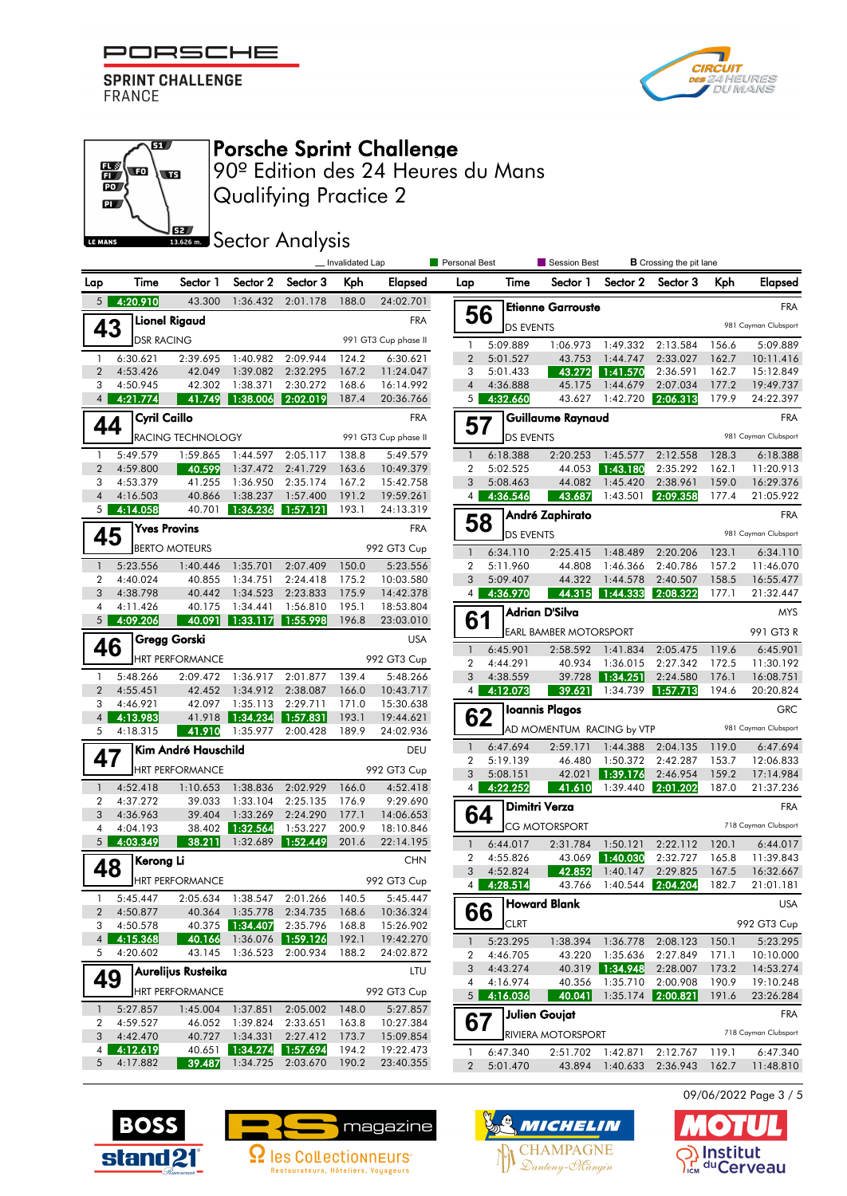# Porsche Sprint Challenge

## 90º Edition des 24 Heures du Mans

## Qualifying Practice 2

## Sector Analysis

_ Invalidated Lap | Personal Best | Session Best | B Crossing the pit lane

| Lap | Time | Sector 1 | Sector 2 | Sector 3 | Kph | Elapsed |
|---|---|---|---|---|---|---|
| 5 | 4:20.910 | 43.300 | 1:36.432 | 2:01.178 | 188.0 | 24:02.701 |

**43 Lionel Rigaud** — FRA — DSR RACING — 991 GT3 Cup phase II

| Lap | Time | Sector 1 | Sector 2 | Sector 3 | Kph | Elapsed |
|---|---|---|---|---|---|---|
| 1 | 6:30.621 | 2:39.695 | 1:40.982 | 2:09.944 | 124.2 | 6:30.621 |
| 2 | 4:53.426 | 42.049 | 1:39.082 | 2:32.295 | 167.2 | 11:24.047 |
| 3 | 4:50.945 | 42.302 | 1:38.371 | 2:30.272 | 168.6 | 16:14.992 |
| 4 | 4:21.774 | 41.749 | 1:38.006 | 2:02.019 | 187.4 | 20:36.766 |

**44 Cyril Caillo** — FRA — RACING TECHNOLOGY — 991 GT3 Cup phase II

| Lap | Time | Sector 1 | Sector 2 | Sector 3 | Kph | Elapsed |
|---|---|---|---|---|---|---|
| 1 | 5:49.579 | 1:59.865 | 1:44.597 | 2:05.117 | 138.8 | 5:49.579 |
| 2 | 4:59.800 | 40.599 | 1:37.472 | 2:41.729 | 163.6 | 10:49.379 |
| 3 | 4:53.379 | 41.255 | 1:36.950 | 2:35.174 | 167.2 | 15:42.758 |
| 4 | 4:16.503 | 40.866 | 1:38.237 | 1:57.400 | 191.2 | 19:59.261 |
| 5 | 4:14.058 | 40.701 | 1:36.236 | 1:57.121 | 193.1 | 24:13.319 |

**45 Yves Provins** — FRA — BERTO MOTEURS — 992 GT3 Cup

| Lap | Time | Sector 1 | Sector 2 | Sector 3 | Kph | Elapsed |
|---|---|---|---|---|---|---|
| 1 | 5:23.556 | 1:40.446 | 1:35.701 | 2:07.409 | 150.0 | 5:23.556 |
| 2 | 4:40.024 | 40.855 | 1:34.751 | 2:24.418 | 175.2 | 10:03.580 |
| 3 | 4:38.798 | 40.442 | 1:34.523 | 2:23.833 | 175.9 | 14:42.378 |
| 4 | 4:11.426 | 40.175 | 1:34.441 | 1:56.810 | 195.1 | 18:53.804 |
| 5 | 4:09.206 | 40.091 | 1:33.117 | 1:55.998 | 196.8 | 23:03.010 |

**46 Gregg Gorski** — USA — HRT PERFORMANCE — 992 GT3 Cup

| Lap | Time | Sector 1 | Sector 2 | Sector 3 | Kph | Elapsed |
|---|---|---|---|---|---|---|
| 1 | 5:48.266 | 2:09.472 | 1:36.917 | 2:01.877 | 139.4 | 5:48.266 |
| 2 | 4:55.451 | 42.452 | 1:34.912 | 2:38.087 | 166.0 | 10:43.717 |
| 3 | 4:46.921 | 42.097 | 1:35.113 | 2:29.711 | 171.0 | 15:30.638 |
| 4 | 4:13.983 | 41.918 | 1:34.234 | 1:57.831 | 193.1 | 19:44.621 |
| 5 | 4:18.315 | 41.910 | 1:35.977 | 2:00.428 | 189.9 | 24:02.936 |

**47 Kim André Hauschild** — DEU — HRT PERFORMANCE — 992 GT3 Cup

| Lap | Time | Sector 1 | Sector 2 | Sector 3 | Kph | Elapsed |
|---|---|---|---|---|---|---|
| 1 | 4:52.418 | 1:10.653 | 1:38.836 | 2:02.929 | 166.0 | 4:52.418 |
| 2 | 4:37.272 | 39.033 | 1:33.104 | 2:25.135 | 176.9 | 9:29.690 |
| 3 | 4:36.963 | 39.404 | 1:33.269 | 2:24.290 | 177.1 | 14:06.653 |
| 4 | 4:04.193 | 38.402 | 1:32.564 | 1:53.227 | 200.9 | 18:10.846 |
| 5 | 4:03.349 | 38.211 | 1:32.689 | 1:52.449 | 201.6 | 22:14.195 |

**48 Kerong Li** — CHN — HRT PERFORMANCE — 992 GT3 Cup

| Lap | Time | Sector 1 | Sector 2 | Sector 3 | Kph | Elapsed |
|---|---|---|---|---|---|---|
| 1 | 5:45.447 | 2:05.634 | 1:38.547 | 2:01.266 | 140.5 | 5:45.447 |
| 2 | 4:50.877 | 40.364 | 1:35.778 | 2:34.735 | 168.6 | 10:36.324 |
| 3 | 4:50.578 | 40.375 | 1:34.407 | 2:35.796 | 168.8 | 15:26.902 |
| 4 | 4:15.368 | 40.166 | 1:36.076 | 1:59.126 | 192.1 | 19:42.270 |
| 5 | 4:20.602 | 43.145 | 1:36.523 | 2:00.934 | 188.2 | 24:02.872 |

**49 Aurelijus Rusteika** — LTU — HRT PERFORMANCE — 992 GT3 Cup

| Lap | Time | Sector 1 | Sector 2 | Sector 3 | Kph | Elapsed |
|---|---|---|---|---|---|---|
| 1 | 5:27.857 | 1:45.004 | 1:37.851 | 2:05.002 | 148.0 | 5:27.857 |
| 2 | 4:59.527 | 46.052 | 1:39.824 | 2:33.651 | 163.8 | 10:27.384 |
| 3 | 4:42.470 | 40.727 | 1:34.331 | 2:27.412 | 173.7 | 15:09.854 |
| 4 | 4:12.619 | 40.651 | 1:34.274 | 1:57.694 | 194.2 | 19:22.473 |
| 5 | 4:17.882 | 39.487 | 1:34.725 | 2:03.670 | 190.2 | 23:40.355 |

**56 Etienne Garrouste** — FRA — DS EVENTS — 981 Cayman Clubsport

| Lap | Time | Sector 1 | Sector 2 | Sector 3 | Kph | Elapsed |
|---|---|---|---|---|---|---|
| 1 | 5:09.889 | 1:06.973 | 1:49.332 | 2:13.584 | 156.6 | 5:09.889 |
| 2 | 5:01.527 | 43.753 | 1:44.747 | 2:33.027 | 162.7 | 10:11.416 |
| 3 | 5:01.433 | 43.272 | 1:41.570 | 2:36.591 | 162.7 | 15:12.849 |
| 4 | 4:36.888 | 45.175 | 1:44.679 | 2:07.034 | 177.2 | 19:49.737 |
| 5 | 4:32.660 | 43.627 | 1:42.720 | 2:06.313 | 179.9 | 24:22.397 |

**57 Guillaume Raynaud** — FRA — DS EVENTS — 981 Cayman Clubsport

| Lap | Time | Sector 1 | Sector 2 | Sector 3 | Kph | Elapsed |
|---|---|---|---|---|---|---|
| 1 | 6:18.388 | 2:20.253 | 1:45.577 | 2:12.558 | 128.3 | 6:18.388 |
| 2 | 5:02.525 | 44.053 | 1:43.180 | 2:35.292 | 162.1 | 11:20.913 |
| 3 | 5:08.463 | 44.082 | 1:45.420 | 2:38.961 | 159.0 | 16:29.376 |
| 4 | 4:36.546 | 43.687 | 1:43.501 | 2:09.358 | 177.4 | 21:05.922 |

**58 André Zaphirato** — FRA — DS EVENTS — 981 Cayman Clubsport

| Lap | Time | Sector 1 | Sector 2 | Sector 3 | Kph | Elapsed |
|---|---|---|---|---|---|---|
| 1 | 6:34.110 | 2:25.415 | 1:48.489 | 2:20.206 | 123.1 | 6:34.110 |
| 2 | 5:11.960 | 44.808 | 1:46.366 | 2:40.786 | 157.2 | 11:46.070 |
| 3 | 5:09.407 | 44.322 | 1:44.578 | 2:40.507 | 158.5 | 16:55.477 |
| 4 | 4:36.970 | 44.315 | 1:44.333 | 2:08.322 | 177.1 | 21:32.447 |

**61 Adrian D'Silva** — MYS — EARL BAMBER MOTORSPORT — 991 GT3 R

| Lap | Time | Sector 1 | Sector 2 | Sector 3 | Kph | Elapsed |
|---|---|---|---|---|---|---|
| 1 | 6:45.901 | 2:58.592 | 1:41.834 | 2:05.475 | 119.6 | 6:45.901 |
| 2 | 4:44.291 | 40.934 | 1:36.015 | 2:27.342 | 172.5 | 11:30.192 |
| 3 | 4:38.559 | 39.728 | 1:34.251 | 2:24.580 | 176.1 | 16:08.751 |
| 4 | 4:12.073 | 39.621 | 1:34.739 | 1:57.713 | 194.6 | 20:20.824 |

**62 Ioannis Plagos** — GRC — AD MOMENTUM RACING by VTP — 981 Cayman Clubsport

| Lap | Time | Sector 1 | Sector 2 | Sector 3 | Kph | Elapsed |
|---|---|---|---|---|---|---|
| 1 | 6:47.694 | 2:59.171 | 1:44.388 | 2:04.135 | 119.0 | 6:47.694 |
| 2 | 5:19.139 | 46.480 | 1:50.372 | 2:42.287 | 153.7 | 12:06.833 |
| 3 | 5:08.151 | 42.021 | 1:39.176 | 2:46.954 | 159.2 | 17:14.984 |
| 4 | 4:22.252 | 41.610 | 1:39.440 | 2:01.202 | 187.0 | 21:37.236 |

**64 Dimitri Verza** — FRA — CG MOTORSPORT — 718 Cayman Clubsport

| Lap | Time | Sector 1 | Sector 2 | Sector 3 | Kph | Elapsed |
|---|---|---|---|---|---|---|
| 1 | 6:44.017 | 2:31.784 | 1:50.121 | 2:22.112 | 120.1 | 6:44.017 |
| 2 | 4:55.826 | 43.069 | 1:40.030 | 2:32.727 | 165.8 | 11:39.843 |
| 3 | 4:52.824 | 42.852 | 1:40.147 | 2:29.825 | 167.5 | 16:32.667 |
| 4 | 4:28.514 | 43.766 | 1:40.544 | 2:04.204 | 182.7 | 21:01.181 |

**66 Howard Blank** — USA — CLRT — 992 GT3 Cup

| Lap | Time | Sector 1 | Sector 2 | Sector 3 | Kph | Elapsed |
|---|---|---|---|---|---|---|
| 1 | 5:23.295 | 1:38.394 | 1:36.778 | 2:08.123 | 150.1 | 5:23.295 |
| 2 | 4:46.705 | 43.220 | 1:35.636 | 2:27.849 | 171.1 | 10:10.000 |
| 3 | 4:43.274 | 40.319 | 1:34.948 | 2:28.007 | 173.2 | 14:53.274 |
| 4 | 4:16.974 | 40.356 | 1:35.710 | 2:00.908 | 190.9 | 19:10.248 |
| 5 | 4:16.036 | 40.041 | 1:35.174 | 2:00.821 | 191.6 | 23:26.284 |

**67 Julien Goujat** — FRA — RIVIERA MOTORSPORT — 718 Cayman Clubsport

| Lap | Time | Sector 1 | Sector 2 | Sector 3 | Kph | Elapsed |
|---|---|---|---|---|---|---|
| 1 | 6:47.340 | 2:51.702 | 1:42.871 | 2:12.767 | 119.1 | 6:47.340 |
| 2 | 5:01.470 | 43.894 | 1:40.633 | 2:36.943 | 162.7 | 11:48.810 |

09/06/2022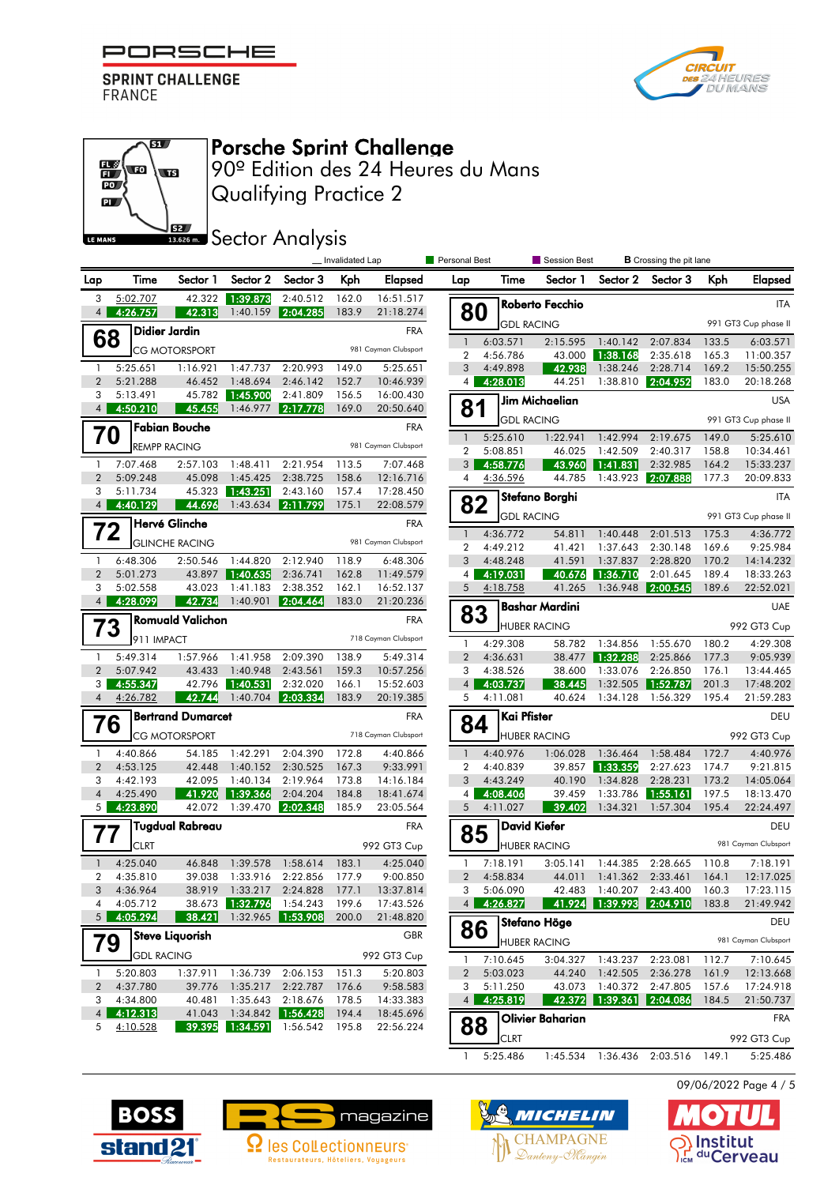PORSCHE SPRINT CHALLENGE FRANCE

# Porsche Sprint Challenge

## 90º Edition des 24 Heures du Mans

## Qualifying Practice 2

## Sector Analysis

_ Invalidated Lap | Personal Best | Session Best | B Crossing the pit lane

| Lap | Time | Sector 1 | Sector 2 | Sector 3 | Kph | Elapsed |
|---|---|---|---|---|---|---|
| 3 | 5:02.707 | 42.322 | 1:39.873 | 2:40.512 | 162.0 | 16:51.517 |
| 4 | 4:26.757 | 42.313 | 1:40.159 | 2:04.285 | 183.9 | 21:18.274 |

**68 Didier Jardin** — FRA — CG MOTORSPORT — 981 Cayman Clubsport

| Lap | Time | Sector 1 | Sector 2 | Sector 3 | Kph | Elapsed |
|---|---|---|---|---|---|---|
| 1 | 5:25.651 | 1:16.921 | 1:47.737 | 2:20.993 | 149.0 | 5:25.651 |
| 2 | 5:21.288 | 46.452 | 1:48.694 | 2:46.142 | 152.7 | 10:46.939 |
| 3 | 5:13.491 | 45.782 | 1:45.900 | 2:41.809 | 156.5 | 16:00.430 |
| 4 | 4:50.210 | 45.455 | 1:46.977 | 2:17.778 | 169.0 | 20:50.640 |

**70 Fabian Bouche** — FRA — REMPP RACING — 981 Cayman Clubsport

| Lap | Time | Sector 1 | Sector 2 | Sector 3 | Kph | Elapsed |
|---|---|---|---|---|---|---|
| 1 | 7:07.468 | 2:57.103 | 1:48.411 | 2:21.954 | 113.5 | 7:07.468 |
| 2 | 5:09.248 | 45.098 | 1:45.425 | 2:38.725 | 158.6 | 12:16.716 |
| 3 | 5:11.734 | 45.323 | 1:43.251 | 2:43.160 | 157.4 | 17:28.450 |
| 4 | 4:40.129 | 44.696 | 1:43.634 | 2:11.799 | 175.1 | 22:08.579 |

**72 Hervé Glinche** — FRA — GLINCHE RACING — 981 Cayman Clubsport

| Lap | Time | Sector 1 | Sector 2 | Sector 3 | Kph | Elapsed |
|---|---|---|---|---|---|---|
| 1 | 6:48.306 | 2:50.546 | 1:44.820 | 2:12.940 | 118.9 | 6:48.306 |
| 2 | 5:01.273 | 43.897 | 1:40.635 | 2:36.741 | 162.8 | 11:49.579 |
| 3 | 5:02.558 | 43.023 | 1:41.183 | 2:38.352 | 162.1 | 16:52.137 |
| 4 | 4:28.099 | 42.734 | 1:40.901 | 2:04.464 | 183.0 | 21:20.236 |

**73 Romuald Valichon** — FRA — 911 IMPACT — 718 Cayman Clubsport

| Lap | Time | Sector 1 | Sector 2 | Sector 3 | Kph | Elapsed |
|---|---|---|---|---|---|---|
| 1 | 5:49.314 | 1:57.966 | 1:41.958 | 2:09.390 | 138.9 | 5:49.314 |
| 2 | 5:07.942 | 43.433 | 1:40.948 | 2:43.561 | 159.3 | 10:57.256 |
| 3 | 4:55.347 | 42.796 | 1:40.531 | 2:32.020 | 166.1 | 15:52.603 |
| 4 | 4:26.782 | 42.744 | 1:40.704 | 2:03.334 | 183.9 | 20:19.385 |

**76 Bertrand Dumarcet** — FRA — CG MOTORSPORT — 718 Cayman Clubsport

| Lap | Time | Sector 1 | Sector 2 | Sector 3 | Kph | Elapsed |
|---|---|---|---|---|---|---|
| 1 | 4:40.866 | 54.185 | 1:42.291 | 2:04.390 | 172.8 | 4:40.866 |
| 2 | 4:53.125 | 42.448 | 1:40.152 | 2:30.525 | 167.3 | 9:33.991 |
| 3 | 4:42.193 | 42.095 | 1:40.134 | 2:19.964 | 173.8 | 14:16.184 |
| 4 | 4:25.490 | 41.920 | 1:39.366 | 2:04.204 | 184.8 | 18:41.674 |
| 5 | 4:23.890 | 42.072 | 1:39.470 | 2:02.348 | 185.9 | 23:05.564 |

**77 Tugdual Rabreau** — FRA — CLRT — 992 GT3 Cup

| Lap | Time | Sector 1 | Sector 2 | Sector 3 | Kph | Elapsed |
|---|---|---|---|---|---|---|
| 1 | 4:25.040 | 46.848 | 1:39.578 | 1:58.614 | 183.1 | 4:25.040 |
| 2 | 4:35.810 | 39.038 | 1:33.916 | 2:22.856 | 177.9 | 9:00.850 |
| 3 | 4:36.964 | 38.919 | 1:33.217 | 2:24.828 | 177.1 | 13:37.814 |
| 4 | 4:05.712 | 38.673 | 1:32.796 | 1:54.243 | 199.6 | 17:43.526 |
| 5 | 4:05.294 | 38.421 | 1:32.965 | 1:53.908 | 200.0 | 21:48.820 |

**79 Steve Liquorish** — GBR — GDL RACING — 992 GT3 Cup

| Lap | Time | Sector 1 | Sector 2 | Sector 3 | Kph | Elapsed |
|---|---|---|---|---|---|---|
| 1 | 5:20.803 | 1:37.911 | 1:36.739 | 2:06.153 | 151.3 | 5:20.803 |
| 2 | 4:37.780 | 39.776 | 1:35.217 | 2:22.787 | 176.6 | 9:58.583 |
| 3 | 4:34.800 | 40.481 | 1:35.643 | 2:18.676 | 178.5 | 14:33.383 |
| 4 | 4:12.313 | 41.043 | 1:34.842 | 1:56.428 | 194.4 | 18:45.696 |
| 5 | 4:10.528 | 39.395 | 1:34.591 | 1:56.542 | 195.8 | 22:56.224 |

**80 Roberto Fecchio** — ITA — GDL RACING — 991 GT3 Cup phase II

| Lap | Time | Sector 1 | Sector 2 | Sector 3 | Kph | Elapsed |
|---|---|---|---|---|---|---|
| 1 | 6:03.571 | 2:15.595 | 1:40.142 | 2:07.834 | 133.5 | 6:03.571 |
| 2 | 4:56.786 | 43.000 | 1:38.168 | 2:35.618 | 165.3 | 11:00.357 |
| 3 | 4:49.898 | 42.938 | 1:38.246 | 2:28.714 | 169.2 | 15:50.255 |
| 4 | 4:28.013 | 44.251 | 1:38.810 | 2:04.952 | 183.0 | 20:18.268 |

**81 Jim Michaelian** — USA — GDL RACING — 991 GT3 Cup phase II

| Lap | Time | Sector 1 | Sector 2 | Sector 3 | Kph | Elapsed |
|---|---|---|---|---|---|---|
| 1 | 5:25.610 | 1:22.941 | 1:42.994 | 2:19.675 | 149.0 | 5:25.610 |
| 2 | 5:08.851 | 46.025 | 1:42.509 | 2:40.317 | 158.8 | 10:34.461 |
| 3 | 4:58.776 | 43.960 | 1:41.831 | 2:32.985 | 164.2 | 15:33.237 |
| 4 | 4:36.596 | 44.785 | 1:43.923 | 2:07.888 | 177.3 | 20:09.833 |

**82 Stefano Borghi** — ITA — GDL RACING — 991 GT3 Cup phase II

| Lap | Time | Sector 1 | Sector 2 | Sector 3 | Kph | Elapsed |
|---|---|---|---|---|---|---|
| 1 | 4:36.772 | 54.811 | 1:40.448 | 2:01.513 | 175.3 | 4:36.772 |
| 2 | 4:49.212 | 41.421 | 1:37.643 | 2:30.148 | 169.6 | 9:25.984 |
| 3 | 4:48.248 | 41.591 | 1:37.837 | 2:28.820 | 170.2 | 14:14.232 |
| 4 | 4:19.031 | 40.676 | 1:36.710 | 2:01.645 | 189.4 | 18:33.263 |
| 5 | 4:18.758 | 41.265 | 1:36.948 | 2:00.545 | 189.6 | 22:52.021 |

**83 Bashar Mardini** — UAE — HUBER RACING — 992 GT3 Cup

| Lap | Time | Sector 1 | Sector 2 | Sector 3 | Kph | Elapsed |
|---|---|---|---|---|---|---|
| 1 | 4:29.308 | 58.782 | 1:34.856 | 1:55.670 | 180.2 | 4:29.308 |
| 2 | 4:36.631 | 38.477 | 1:32.288 | 2:25.866 | 177.3 | 9:05.939 |
| 3 | 4:38.526 | 38.600 | 1:33.076 | 2:26.850 | 176.1 | 13:44.465 |
| 4 | 4:03.737 | 38.445 | 1:32.505 | 1:52.787 | 201.3 | 17:48.202 |
| 5 | 4:11.081 | 40.624 | 1:34.128 | 1:56.329 | 195.4 | 21:59.283 |

**84 Kai Pfister** — DEU — HUBER RACING — 992 GT3 Cup

| Lap | Time | Sector 1 | Sector 2 | Sector 3 | Kph | Elapsed |
|---|---|---|---|---|---|---|
| 1 | 4:40.976 | 1:06.028 | 1:36.464 | 1:58.484 | 172.7 | 4:40.976 |
| 2 | 4:40.839 | 39.857 | 1:33.359 | 2:27.623 | 174.7 | 9:21.815 |
| 3 | 4:43.249 | 40.190 | 1:34.828 | 2:28.231 | 173.2 | 14:05.064 |
| 4 | 4:08.406 | 39.459 | 1:33.786 | 1:55.161 | 197.5 | 18:13.470 |
| 5 | 4:11.027 | 39.402 | 1:34.321 | 1:57.304 | 195.4 | 22:24.497 |

**85 David Kiefer** — DEU — HUBER RACING — 981 Cayman Clubsport

| Lap | Time | Sector 1 | Sector 2 | Sector 3 | Kph | Elapsed |
|---|---|---|---|---|---|---|
| 1 | 7:18.191 | 3:05.141 | 1:44.385 | 2:28.665 | 110.8 | 7:18.191 |
| 2 | 4:58.834 | 44.011 | 1:41.362 | 2:33.461 | 164.1 | 12:17.025 |
| 3 | 5:06.090 | 42.483 | 1:40.207 | 2:43.400 | 160.3 | 17:23.115 |
| 4 | 4:26.827 | 41.924 | 1:39.993 | 2:04.910 | 183.8 | 21:49.942 |

**86 Stefano Höge** — DEU — HUBER RACING — 981 Cayman Clubsport

| Lap | Time | Sector 1 | Sector 2 | Sector 3 | Kph | Elapsed |
|---|---|---|---|---|---|---|
| 1 | 7:10.645 | 3:04.327 | 1:43.237 | 2:23.081 | 112.7 | 7:10.645 |
| 2 | 5:03.023 | 44.240 | 1:42.505 | 2:36.278 | 161.9 | 12:13.668 |
| 3 | 5:11.250 | 43.073 | 1:40.372 | 2:47.805 | 157.6 | 17:24.918 |
| 4 | 4:25.819 | 42.372 | 1:39.361 | 2:04.086 | 184.5 | 21:50.737 |

**88 Olivier Baharian** — FRA — CLRT — 992 GT3 Cup

| Lap | Time | Sector 1 | Sector 2 | Sector 3 | Kph | Elapsed |
|---|---|---|---|---|---|---|
| 1 | 5:25.486 | 1:45.534 | 1:36.436 | 2:03.516 | 149.1 | 5:25.486 |

09/06/2022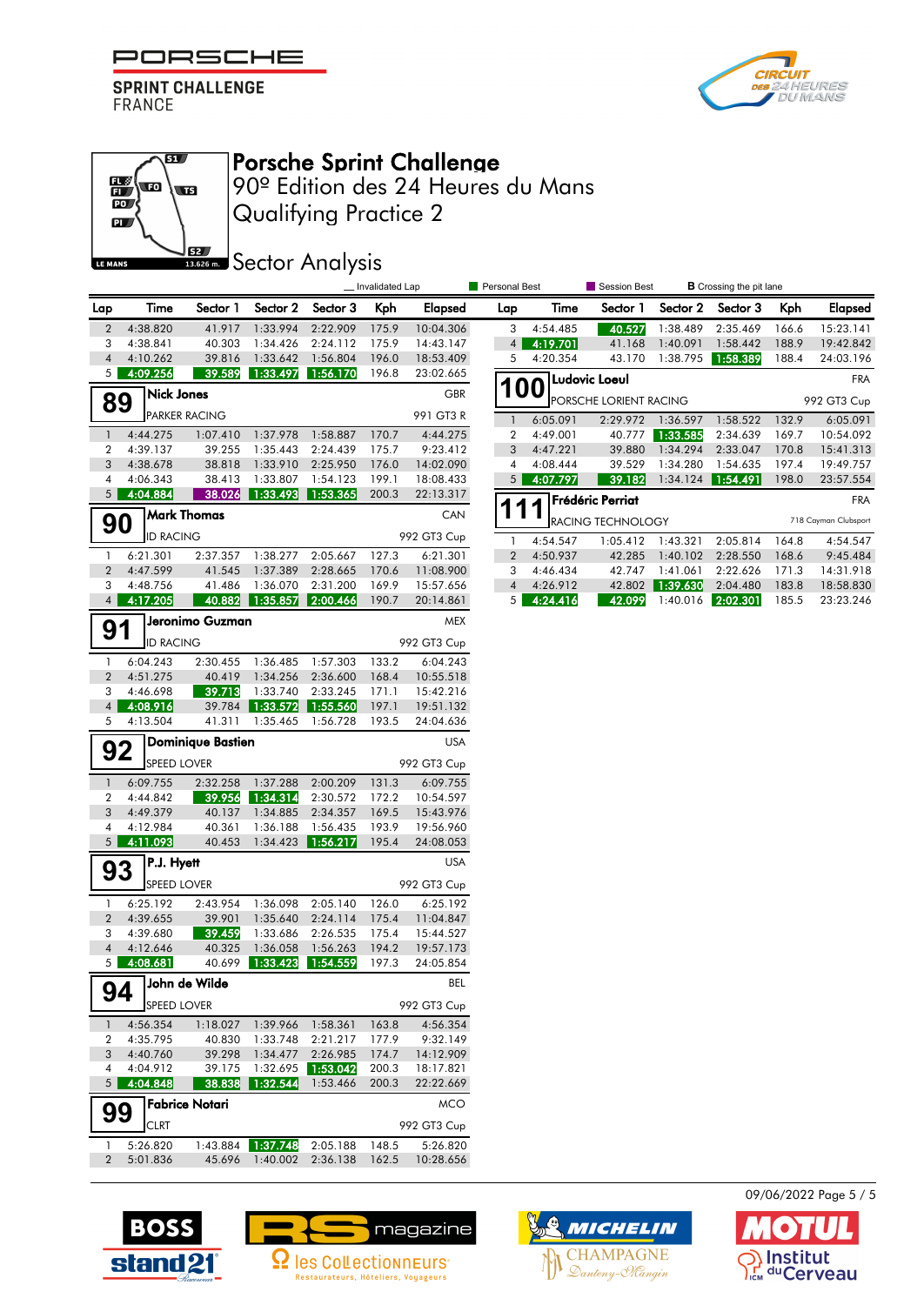PORSCHE SPRINT CHALLENGE FRANCE

# Porsche Sprint Challenge

## 90º Edition des 24 Heures du Mans

## Qualifying Practice 2

## Sector Analysis

LE MANS 13.626 m.

__ Invalidated Lap | Personal Best | Session Best | B Crossing the pit lane

| Lap | Time | Sector 1 | Sector 2 | Sector 3 | Kph | Elapsed |
|---|---|---|---|---|---|---|
| 2 | 4:38.820 | 41.917 | 1:33.994 | 2:22.909 | 175.9 | 10:04.306 |
| 3 | 4:38.841 | 40.303 | 1:34.426 | 2:24.112 | 175.9 | 14:43.147 |
| 4 | 4:10.262 | 39.816 | 1:33.642 | 1:56.804 | 196.0 | 18:53.409 |
| 5 | 4:09.256 | 39.589 | 1:33.497 | 1:56.170 | 196.8 | 23:02.665 |

**89** Nick Jones — GBR — PARKER RACING — 991 GT3 R

| Lap | Time | Sector 1 | Sector 2 | Sector 3 | Kph | Elapsed |
|---|---|---|---|---|---|---|
| 1 | 4:44.275 | 1:07.410 | 1:37.978 | 1:58.887 | 170.7 | 4:44.275 |
| 2 | 4:39.137 | 39.255 | 1:35.443 | 2:24.439 | 175.7 | 9:23.412 |
| 3 | 4:38.678 | 38.818 | 1:33.910 | 2:25.950 | 176.0 | 14:02.090 |
| 4 | 4:06.343 | 38.413 | 1:33.807 | 1:54.123 | 199.1 | 18:08.433 |
| 5 | 4:04.884 | 38.026 | 1:33.493 | 1:53.365 | 200.3 | 22:13.317 |

**90** Mark Thomas — CAN — ID RACING — 992 GT3 Cup

| Lap | Time | Sector 1 | Sector 2 | Sector 3 | Kph | Elapsed |
|---|---|---|---|---|---|---|
| 1 | 6:21.301 | 2:37.357 | 1:38.277 | 2:05.667 | 127.3 | 6:21.301 |
| 2 | 4:47.599 | 41.545 | 1:37.389 | 2:28.665 | 170.6 | 11:08.900 |
| 3 | 4:48.756 | 41.486 | 1:36.070 | 2:31.200 | 169.9 | 15:57.656 |
| 4 | 4:17.205 | 40.882 | 1:35.857 | 2:00.466 | 190.7 | 20:14.861 |

**91** Jeronimo Guzman — MEX — ID RACING — 992 GT3 Cup

| Lap | Time | Sector 1 | Sector 2 | Sector 3 | Kph | Elapsed |
|---|---|---|---|---|---|---|
| 1 | 6:04.243 | 2:30.455 | 1:36.485 | 1:57.303 | 133.2 | 6:04.243 |
| 2 | 4:51.275 | 40.419 | 1:34.256 | 2:36.600 | 168.4 | 10:55.518 |
| 3 | 4:46.698 | 39.713 | 1:33.740 | 2:33.245 | 171.1 | 15:42.216 |
| 4 | 4:08.916 | 39.784 | 1:33.572 | 1:55.560 | 197.1 | 19:51.132 |
| 5 | 4:13.504 | 41.311 | 1:35.465 | 1:56.728 | 193.5 | 24:04.636 |

**92** Dominique Bastien — USA — SPEED LOVER — 992 GT3 Cup

| Lap | Time | Sector 1 | Sector 2 | Sector 3 | Kph | Elapsed |
|---|---|---|---|---|---|---|
| 1 | 6:09.755 | 2:32.258 | 1:37.288 | 2:00.209 | 131.3 | 6:09.755 |
| 2 | 4:44.842 | 39.956 | 1:34.314 | 2:30.572 | 172.2 | 10:54.597 |
| 3 | 4:49.379 | 40.137 | 1:34.885 | 2:34.357 | 169.5 | 15:43.976 |
| 4 | 4:12.984 | 40.361 | 1:36.188 | 1:56.435 | 193.9 | 19:56.960 |
| 5 | 4:11.093 | 40.453 | 1:34.423 | 1:56.217 | 195.4 | 24:08.053 |

**93** P.J. Hyett — USA — SPEED LOVER — 992 GT3 Cup

| Lap | Time | Sector 1 | Sector 2 | Sector 3 | Kph | Elapsed |
|---|---|---|---|---|---|---|
| 1 | 6:25.192 | 2:43.954 | 1:36.098 | 2:05.140 | 126.0 | 6:25.192 |
| 2 | 4:39.655 | 39.901 | 1:35.640 | 2:24.114 | 175.4 | 11:04.847 |
| 3 | 4:39.680 | 39.459 | 1:33.686 | 2:26.535 | 175.4 | 15:44.527 |
| 4 | 4:12.646 | 40.325 | 1:36.058 | 1:56.263 | 194.2 | 19:57.173 |
| 5 | 4:08.681 | 40.699 | 1:33.423 | 1:54.559 | 197.3 | 24:05.854 |

**94** John de Wilde — BEL — SPEED LOVER — 992 GT3 Cup

| Lap | Time | Sector 1 | Sector 2 | Sector 3 | Kph | Elapsed |
|---|---|---|---|---|---|---|
| 1 | 4:56.354 | 1:18.027 | 1:39.966 | 1:58.361 | 163.8 | 4:56.354 |
| 2 | 4:35.795 | 40.830 | 1:33.748 | 2:21.217 | 177.9 | 9:32.149 |
| 3 | 4:40.760 | 39.298 | 1:34.477 | 2:26.985 | 174.7 | 14:12.909 |
| 4 | 4:04.912 | 39.175 | 1:32.695 | 1:53.042 | 200.3 | 18:17.821 |
| 5 | 4:04.848 | 38.838 | 1:32.544 | 1:53.466 | 200.3 | 22:22.669 |

**99** Fabrice Notari — MCO — CLRT — 992 GT3 Cup

| Lap | Time | Sector 1 | Sector 2 | Sector 3 | Kph | Elapsed |
|---|---|---|---|---|---|---|
| 1 | 5:26.820 | 1:43.884 | 1:37.748 | 2:05.188 | 148.5 | 5:26.820 |
| 2 | 5:01.836 | 45.696 | 1:40.002 | 2:36.138 | 162.5 | 10:28.656 |
| 3 | 4:54.485 | 40.527 | 1:38.489 | 2:35.469 | 166.6 | 15:23.141 |
| 4 | 4:19.701 | 41.168 | 1:40.091 | 1:58.442 | 188.9 | 19:42.842 |
| 5 | 4:20.354 | 43.170 | 1:38.795 | 1:58.389 | 188.4 | 24:03.196 |

**100** Ludovic Loeul — FRA — PORSCHE LORIENT RACING — 992 GT3 Cup

| Lap | Time | Sector 1 | Sector 2 | Sector 3 | Kph | Elapsed |
|---|---|---|---|---|---|---|
| 1 | 6:05.091 | 2:29.972 | 1:36.597 | 1:58.522 | 132.9 | 6:05.091 |
| 2 | 4:49.001 | 40.777 | 1:33.585 | 2:34.639 | 169.7 | 10:54.092 |
| 3 | 4:47.221 | 39.880 | 1:34.294 | 2:33.047 | 170.8 | 15:41.313 |
| 4 | 4:08.444 | 39.529 | 1:34.280 | 1:54.635 | 197.4 | 19:49.757 |
| 5 | 4:07.797 | 39.182 | 1:34.124 | 1:54.491 | 198.0 | 23:57.554 |

**111** Frédéric Perriat — FRA — RACING TECHNOLOGY — 718 Cayman Clubsport

| Lap | Time | Sector 1 | Sector 2 | Sector 3 | Kph | Elapsed |
|---|---|---|---|---|---|---|
| 1 | 4:54.547 | 1:05.412 | 1:43.321 | 2:05.814 | 164.8 | 4:54.547 |
| 2 | 4:50.937 | 42.285 | 1:40.102 | 2:28.550 | 168.6 | 9:45.484 |
| 3 | 4:46.434 | 42.747 | 1:41.061 | 2:22.626 | 171.3 | 14:31.918 |
| 4 | 4:26.912 | 42.802 | 1:39.630 | 2:04.480 | 183.8 | 18:58.830 |
| 5 | 4:24.416 | 42.099 | 1:40.016 | 2:02.301 | 185.5 | 23:23.246 |

09/06/2022